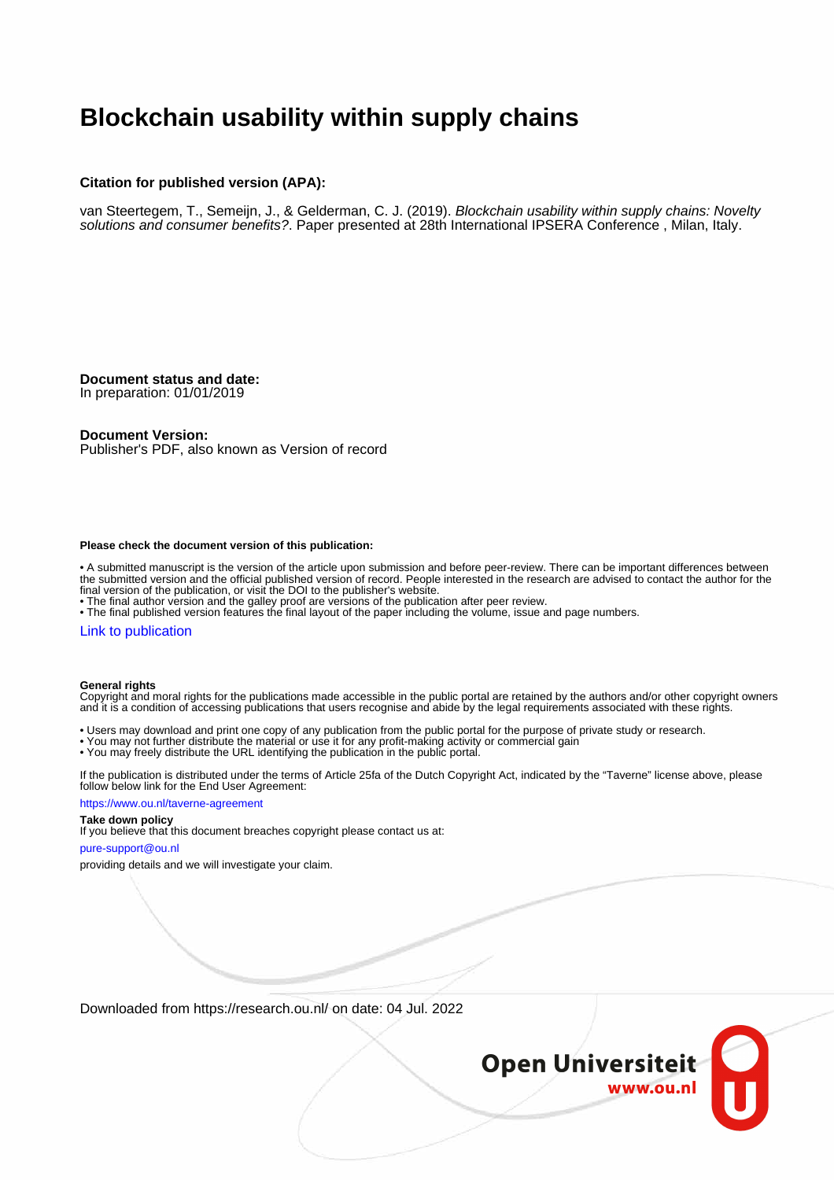# Blockchain usability within supply chains

**Citation for published version (APA):**

van Steertegem, T., Semeijn, J., & Gelderman, C. J. (2019). *Blockchain usability within supply chains: Novelty solutions and consumer benefits?*. Paper presented at 28th International IPSERA Conference , Milan, Italy.

**Document status and date:**
In preparation: 01/01/2019

**Document Version:**
Publisher's PDF, also known as Version of record

**Please check the document version of this publication:**

• A submitted manuscript is the version of the article upon submission and before peer-review. There can be important differences between the submitted version and the official published version of record. People interested in the research are advised to contact the author for the final version of the publication, or visit the DOI to the publisher's website.
• The final author version and the galley proof are versions of the publication after peer review.
• The final published version features the final layout of the paper including the volume, issue and page numbers.

Link to publication

**General rights**
Copyright and moral rights for the publications made accessible in the public portal are retained by the authors and/or other copyright owners and it is a condition of accessing publications that users recognise and abide by the legal requirements associated with these rights.

• Users may download and print one copy of any publication from the public portal for the purpose of private study or research.
• You may not further distribute the material or use it for any profit-making activity or commercial gain
• You may freely distribute the URL identifying the publication in the public portal.

If the publication is distributed under the terms of Article 25fa of the Dutch Copyright Act, indicated by the "Taverne" license above, please follow below link for the End User Agreement:

https://www.ou.nl/taverne-agreement

**Take down policy**
If you believe that this document breaches copyright please contact us at:

pure-support@ou.nl

providing details and we will investigate your claim.

Downloaded from https://research.ou.nl/ on date: 04 Jul. 2022

Open Universiteit
www.ou.nl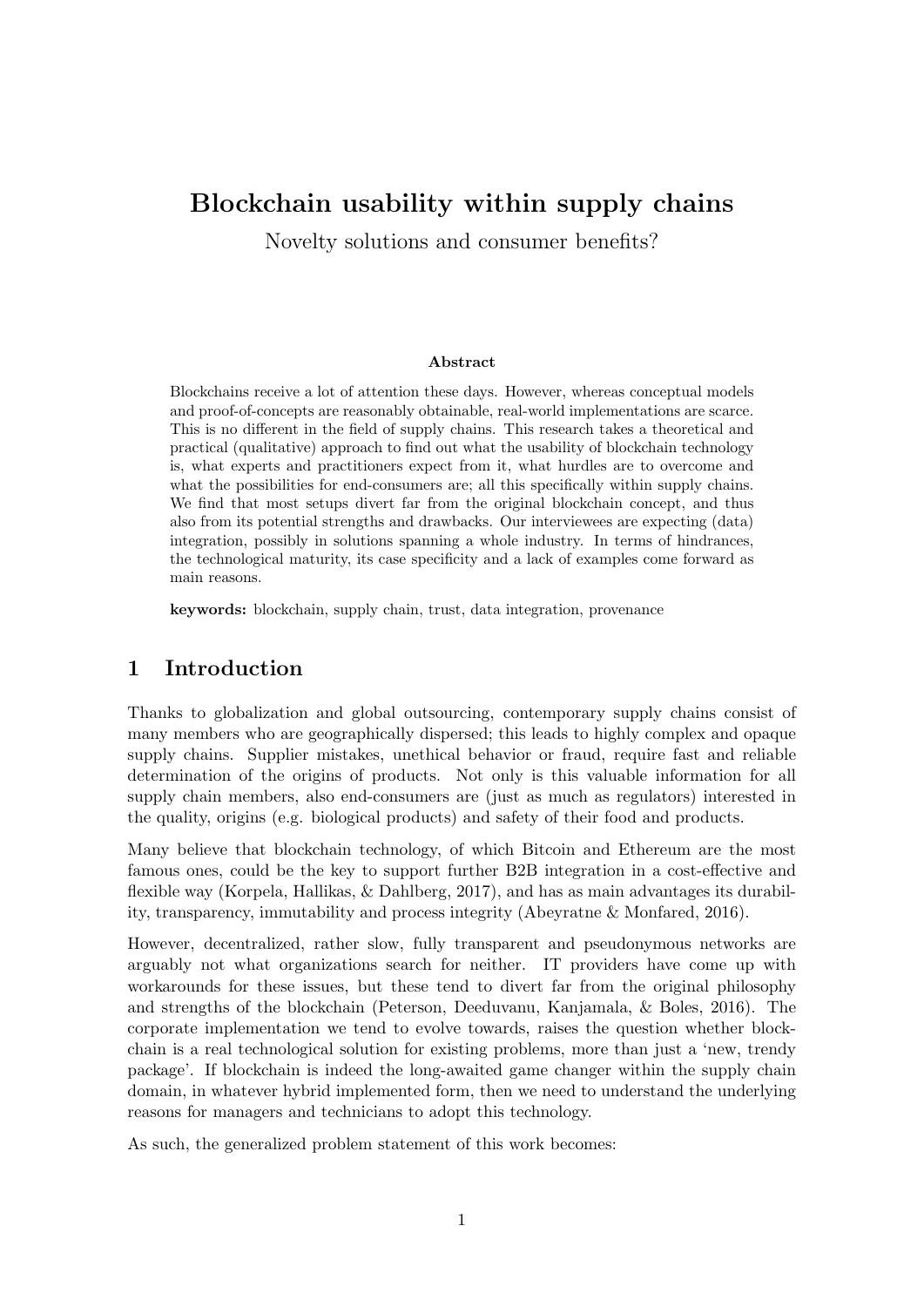# Blockchain usability within supply chains

Novelty solutions and consumer benefits?

**Abstract**

Blockchains receive a lot of attention these days. However, whereas conceptual models and proof-of-concepts are reasonably obtainable, real-world implementations are scarce. This is no different in the field of supply chains. This research takes a theoretical and practical (qualitative) approach to find out what the usability of blockchain technology is, what experts and practitioners expect from it, what hurdles are to overcome and what the possibilities for end-consumers are; all this specifically within supply chains. We find that most setups divert far from the original blockchain concept, and thus also from its potential strengths and drawbacks. Our interviewees are expecting (data) integration, possibly in solutions spanning a whole industry. In terms of hindrances, the technological maturity, its case specificity and a lack of examples come forward as main reasons.

**keywords:** blockchain, supply chain, trust, data integration, provenance

## 1 Introduction

Thanks to globalization and global outsourcing, contemporary supply chains consist of many members who are geographically dispersed; this leads to highly complex and opaque supply chains. Supplier mistakes, unethical behavior or fraud, require fast and reliable determination of the origins of products. Not only is this valuable information for all supply chain members, also end-consumers are (just as much as regulators) interested in the quality, origins (e.g. biological products) and safety of their food and products.

Many believe that blockchain technology, of which Bitcoin and Ethereum are the most famous ones, could be the key to support further B2B integration in a cost-effective and flexible way (Korpela, Hallikas, & Dahlberg, 2017), and has as main advantages its durability, transparency, immutability and process integrity (Abeyratne & Monfared, 2016).

However, decentralized, rather slow, fully transparent and pseudonymous networks are arguably not what organizations search for neither. IT providers have come up with workarounds for these issues, but these tend to divert far from the original philosophy and strengths of the blockchain (Peterson, Deeduvanu, Kanjamala, & Boles, 2016). The corporate implementation we tend to evolve towards, raises the question whether blockchain is a real technological solution for existing problems, more than just a 'new, trendy package'. If blockchain is indeed the long-awaited game changer within the supply chain domain, in whatever hybrid implemented form, then we need to understand the underlying reasons for managers and technicians to adopt this technology.

As such, the generalized problem statement of this work becomes: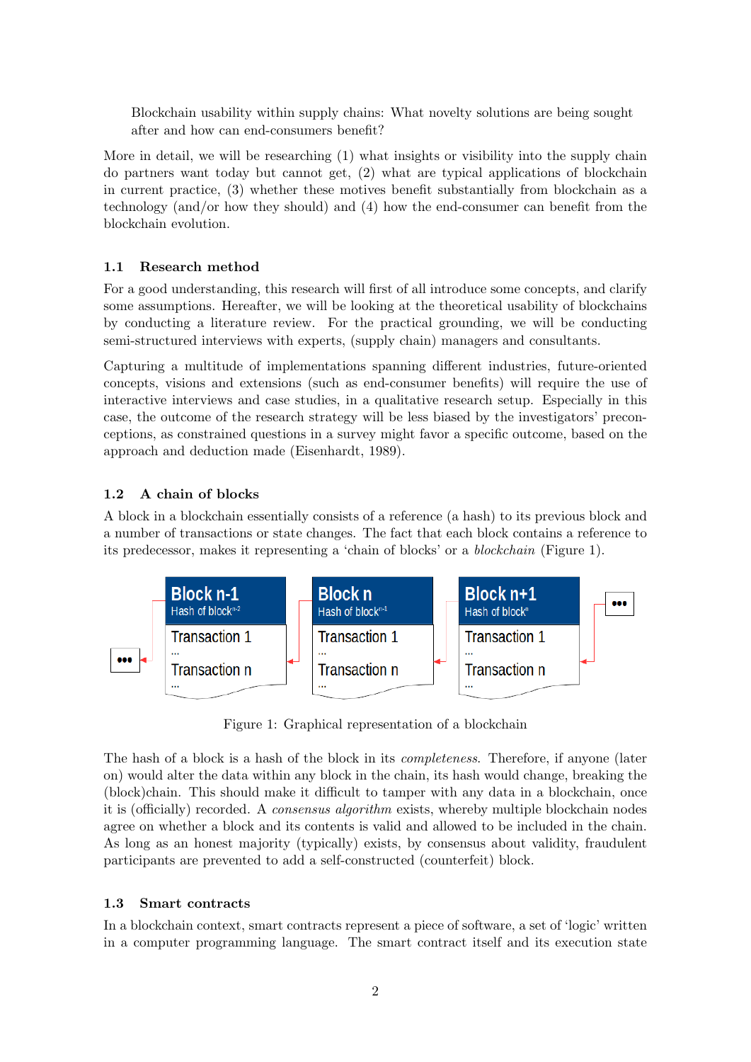Blockchain usability within supply chains: What novelty solutions are being sought after and how can end-consumers benefit?

More in detail, we will be researching (1) what insights or visibility into the supply chain do partners want today but cannot get, (2) what are typical applications of blockchain in current practice, (3) whether these motives benefit substantially from blockchain as a technology (and/or how they should) and (4) how the end-consumer can benefit from the blockchain evolution.

### 1.1 Research method

For a good understanding, this research will first of all introduce some concepts, and clarify some assumptions. Hereafter, we will be looking at the theoretical usability of blockchains by conducting a literature review. For the practical grounding, we will be conducting semi-structured interviews with experts, (supply chain) managers and consultants.

Capturing a multitude of implementations spanning different industries, future-oriented concepts, visions and extensions (such as end-consumer benefits) will require the use of interactive interviews and case studies, in a qualitative research setup. Especially in this case, the outcome of the research strategy will be less biased by the investigators' preconceptions, as constrained questions in a survey might favor a specific outcome, based on the approach and deduction made (Eisenhardt, 1989).

### 1.2 A chain of blocks

A block in a blockchain essentially consists of a reference (a hash) to its previous block and a number of transactions or state changes. The fact that each block contains a reference to its predecessor, makes it representing a 'chain of blocks' or a *blockchain* (Figure 1).

| Block n-1 | Block n | Block n+1 |
|---|---|---|
| Hash of block$^{n-2}$ | Hash of block$^{n-1}$ | Hash of block$^{n}$ |
| Transaction 1 | Transaction 1 | Transaction 1 |
| ... | ... | ... |
| Transaction n | Transaction n | Transaction n |
| ... | ... | ... |

Figure 1: Graphical representation of a blockchain

The hash of a block is a hash of the block in its *completeness*. Therefore, if anyone (later on) would alter the data within any block in the chain, its hash would change, breaking the (block)chain. This should make it difficult to tamper with any data in a blockchain, once it is (officially) recorded. A *consensus algorithm* exists, whereby multiple blockchain nodes agree on whether a block and its contents is valid and allowed to be included in the chain. As long as an honest majority (typically) exists, by consensus about validity, fraudulent participants are prevented to add a self-constructed (counterfeit) block.

### 1.3 Smart contracts

In a blockchain context, smart contracts represent a piece of software, a set of 'logic' written in a computer programming language. The smart contract itself and its execution state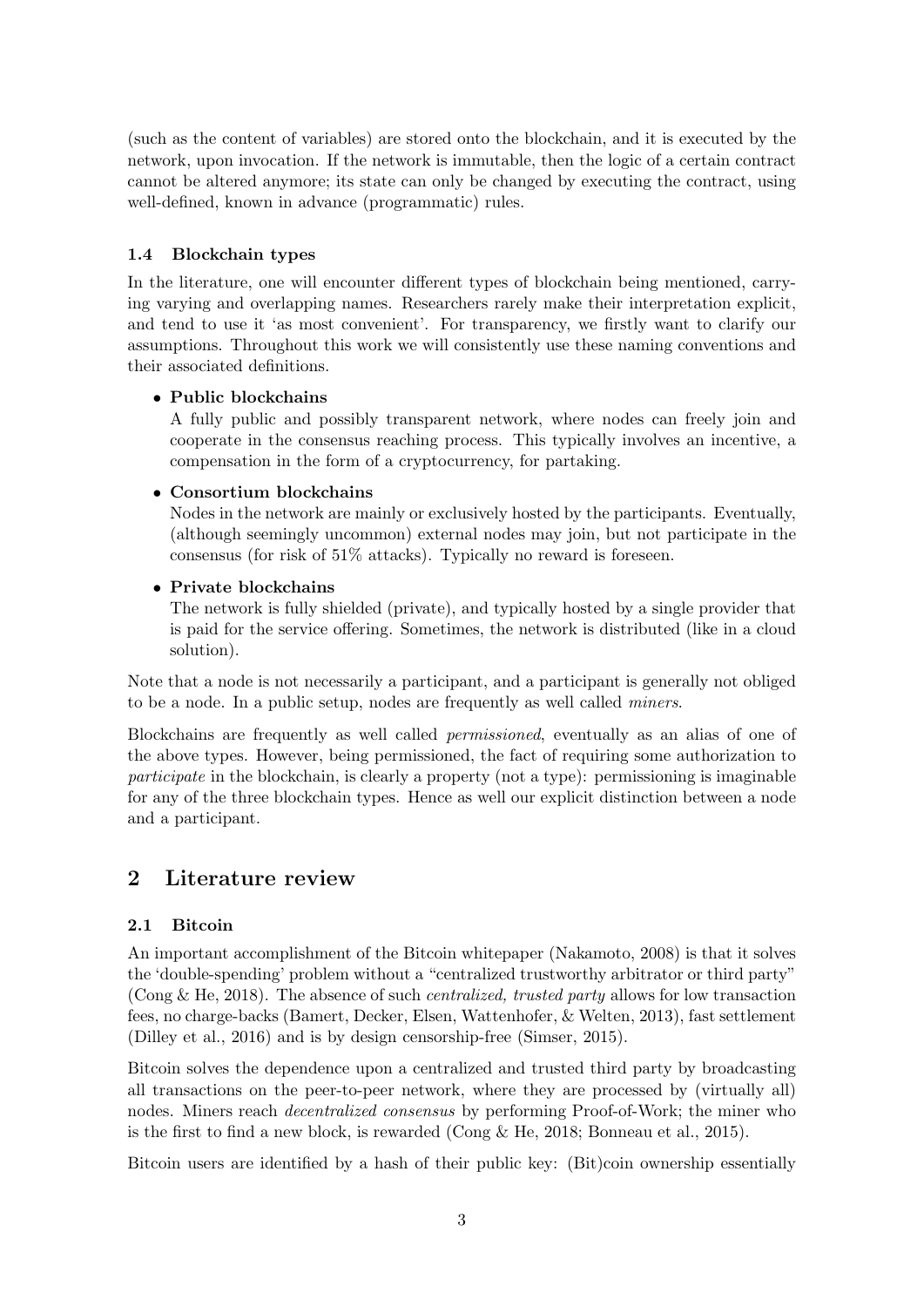(such as the content of variables) are stored onto the blockchain, and it is executed by the network, upon invocation. If the network is immutable, then the logic of a certain contract cannot be altered anymore; its state can only be changed by executing the contract, using well-defined, known in advance (programmatic) rules.

### 1.4 Blockchain types

In the literature, one will encounter different types of blockchain being mentioned, carrying varying and overlapping names. Researchers rarely make their interpretation explicit, and tend to use it 'as most convenient'. For transparency, we firstly want to clarify our assumptions. Throughout this work we will consistently use these naming conventions and their associated definitions.

- **Public blockchains**
  A fully public and possibly transparent network, where nodes can freely join and cooperate in the consensus reaching process. This typically involves an incentive, a compensation in the form of a cryptocurrency, for partaking.
- **Consortium blockchains**
  Nodes in the network are mainly or exclusively hosted by the participants. Eventually, (although seemingly uncommon) external nodes may join, but not participate in the consensus (for risk of 51% attacks). Typically no reward is foreseen.
- **Private blockchains**
  The network is fully shielded (private), and typically hosted by a single provider that is paid for the service offering. Sometimes, the network is distributed (like in a cloud solution).

Note that a node is not necessarily a participant, and a participant is generally not obliged to be a node. In a public setup, nodes are frequently as well called *miners*.

Blockchains are frequently as well called *permissioned*, eventually as an alias of one of the above types. However, being permissioned, the fact of requiring some authorization to *participate* in the blockchain, is clearly a property (not a type): permissioning is imaginable for any of the three blockchain types. Hence as well our explicit distinction between a node and a participant.

## 2 Literature review

### 2.1 Bitcoin

An important accomplishment of the Bitcoin whitepaper (Nakamoto, 2008) is that it solves the 'double-spending' problem without a "centralized trustworthy arbitrator or third party" (Cong & He, 2018). The absence of such *centralized, trusted party* allows for low transaction fees, no charge-backs (Bamert, Decker, Elsen, Wattenhofer, & Welten, 2013), fast settlement (Dilley et al., 2016) and is by design censorship-free (Simser, 2015).

Bitcoin solves the dependence upon a centralized and trusted third party by broadcasting all transactions on the peer-to-peer network, where they are processed by (virtually all) nodes. Miners reach *decentralized consensus* by performing Proof-of-Work; the miner who is the first to find a new block, is rewarded (Cong & He, 2018; Bonneau et al., 2015).

Bitcoin users are identified by a hash of their public key: (Bit)coin ownership essentially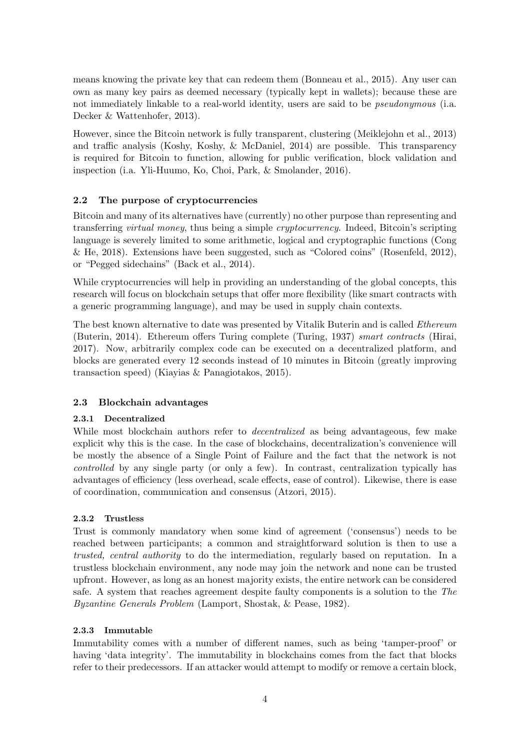means knowing the private key that can redeem them (Bonneau et al., 2015). Any user can own as many key pairs as deemed necessary (typically kept in wallets); because these are not immediately linkable to a real-world identity, users are said to be *pseudonymous* (i.a. Decker & Wattenhofer, 2013).

However, since the Bitcoin network is fully transparent, clustering (Meiklejohn et al., 2013) and traffic analysis (Koshy, Koshy, & McDaniel, 2014) are possible. This transparency is required for Bitcoin to function, allowing for public verification, block validation and inspection (i.a. Yli-Huumo, Ko, Choi, Park, & Smolander, 2016).

### 2.2 The purpose of cryptocurrencies

Bitcoin and many of its alternatives have (currently) no other purpose than representing and transferring *virtual money*, thus being a simple *cryptocurrency*. Indeed, Bitcoin's scripting language is severely limited to some arithmetic, logical and cryptographic functions (Cong & He, 2018). Extensions have been suggested, such as "Colored coins" (Rosenfeld, 2012), or "Pegged sidechains" (Back et al., 2014).

While cryptocurrencies will help in providing an understanding of the global concepts, this research will focus on blockchain setups that offer more flexibility (like smart contracts with a generic programming language), and may be used in supply chain contexts.

The best known alternative to date was presented by Vitalik Buterin and is called *Ethereum* (Buterin, 2014). Ethereum offers Turing complete (Turing, 1937) *smart contracts* (Hirai, 2017). Now, arbitrarily complex code can be executed on a decentralized platform, and blocks are generated every 12 seconds instead of 10 minutes in Bitcoin (greatly improving transaction speed) (Kiayias & Panagiotakos, 2015).

### 2.3 Blockchain advantages

#### 2.3.1 Decentralized

While most blockchain authors refer to *decentralized* as being advantageous, few make explicit why this is the case. In the case of blockchains, decentralization's convenience will be mostly the absence of a Single Point of Failure and the fact that the network is not *controlled* by any single party (or only a few). In contrast, centralization typically has advantages of efficiency (less overhead, scale effects, ease of control). Likewise, there is ease of coordination, communication and consensus (Atzori, 2015).

#### 2.3.2 Trustless

Trust is commonly mandatory when some kind of agreement ('consensus') needs to be reached between participants; a common and straightforward solution is then to use a *trusted, central authority* to do the intermediation, regularly based on reputation. In a trustless blockchain environment, any node may join the network and none can be trusted upfront. However, as long as an honest majority exists, the entire network can be considered safe. A system that reaches agreement despite faulty components is a solution to the *The Byzantine Generals Problem* (Lamport, Shostak, & Pease, 1982).

#### 2.3.3 Immutable

Immutability comes with a number of different names, such as being 'tamper-proof' or having 'data integrity'. The immutability in blockchains comes from the fact that blocks refer to their predecessors. If an attacker would attempt to modify or remove a certain block,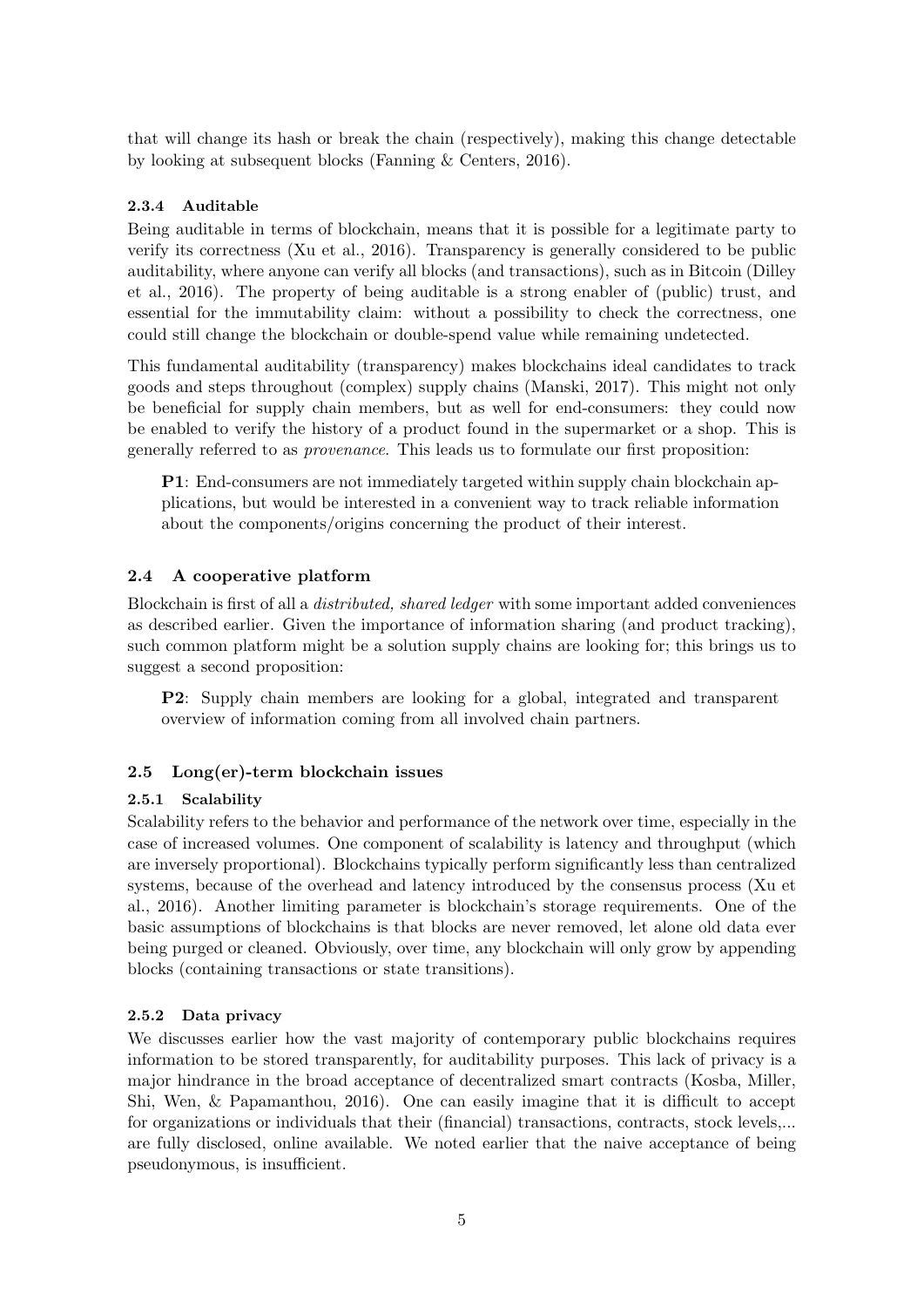that will change its hash or break the chain (respectively), making this change detectable by looking at subsequent blocks (Fanning & Centers, 2016).

#### 2.3.4 Auditable

Being auditable in terms of blockchain, means that it is possible for a legitimate party to verify its correctness (Xu et al., 2016). Transparency is generally considered to be public auditability, where anyone can verify all blocks (and transactions), such as in Bitcoin (Dilley et al., 2016). The property of being auditable is a strong enabler of (public) trust, and essential for the immutability claim: without a possibility to check the correctness, one could still change the blockchain or double-spend value while remaining undetected.

This fundamental auditability (transparency) makes blockchains ideal candidates to track goods and steps throughout (complex) supply chains (Manski, 2017). This might not only be beneficial for supply chain members, but as well for end-consumers: they could now be enabled to verify the history of a product found in the supermarket or a shop. This is generally referred to as *provenance*. This leads us to formulate our first proposition:

> **P1**: End-consumers are not immediately targeted within supply chain blockchain applications, but would be interested in a convenient way to track reliable information about the components/origins concerning the product of their interest.

### 2.4 A cooperative platform

Blockchain is first of all a *distributed, shared ledger* with some important added conveniences as described earlier. Given the importance of information sharing (and product tracking), such common platform might be a solution supply chains are looking for; this brings us to suggest a second proposition:

> **P2**: Supply chain members are looking for a global, integrated and transparent overview of information coming from all involved chain partners.

### 2.5 Long(er)-term blockchain issues

#### 2.5.1 Scalability

Scalability refers to the behavior and performance of the network over time, especially in the case of increased volumes. One component of scalability is latency and throughput (which are inversely proportional). Blockchains typically perform significantly less than centralized systems, because of the overhead and latency introduced by the consensus process (Xu et al., 2016). Another limiting parameter is blockchain's storage requirements. One of the basic assumptions of blockchains is that blocks are never removed, let alone old data ever being purged or cleaned. Obviously, over time, any blockchain will only grow by appending blocks (containing transactions or state transitions).

#### 2.5.2 Data privacy

We discusses earlier how the vast majority of contemporary public blockchains requires information to be stored transparently, for auditability purposes. This lack of privacy is a major hindrance in the broad acceptance of decentralized smart contracts (Kosba, Miller, Shi, Wen, & Papamanthou, 2016). One can easily imagine that it is difficult to accept for organizations or individuals that their (financial) transactions, contracts, stock levels,... are fully disclosed, online available. We noted earlier that the naive acceptance of being pseudonymous, is insufficient.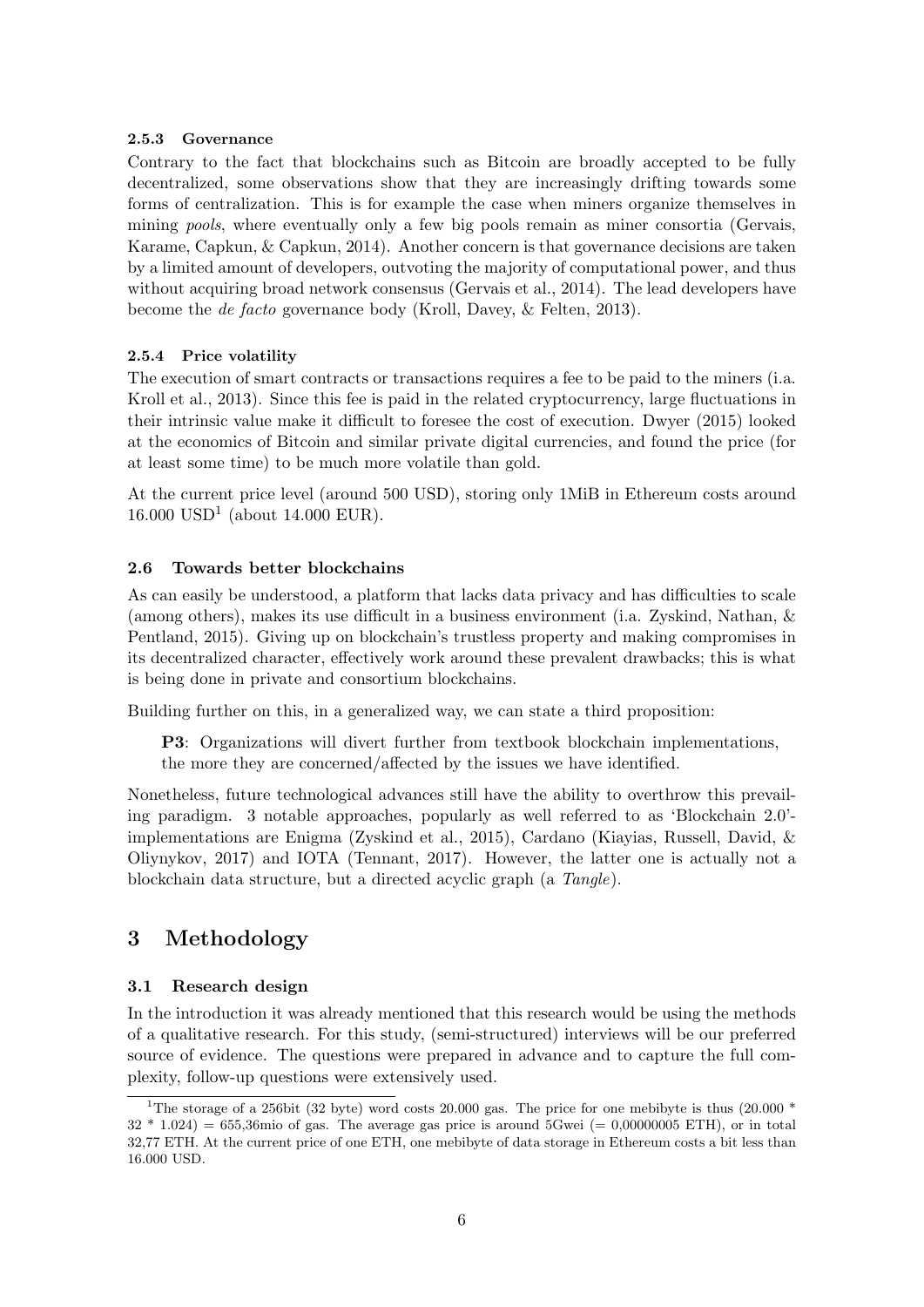#### 2.5.3 Governance

Contrary to the fact that blockchains such as Bitcoin are broadly accepted to be fully decentralized, some observations show that they are increasingly drifting towards some forms of centralization. This is for example the case when miners organize themselves in mining *pools*, where eventually only a few big pools remain as miner consortia (Gervais, Karame, Capkun, & Capkun, 2014). Another concern is that governance decisions are taken by a limited amount of developers, outvoting the majority of computational power, and thus without acquiring broad network consensus (Gervais et al., 2014). The lead developers have become the *de facto* governance body (Kroll, Davey, & Felten, 2013).

#### 2.5.4 Price volatility

The execution of smart contracts or transactions requires a fee to be paid to the miners (i.a. Kroll et al., 2013). Since this fee is paid in the related cryptocurrency, large fluctuations in their intrinsic value make it difficult to foresee the cost of execution. Dwyer (2015) looked at the economics of Bitcoin and similar private digital currencies, and found the price (for at least some time) to be much more volatile than gold.

At the current price level (around 500 USD), storing only 1MiB in Ethereum costs around 16.000 USD[1] (about 14.000 EUR).

### 2.6 Towards better blockchains

As can easily be understood, a platform that lacks data privacy and has difficulties to scale (among others), makes its use difficult in a business environment (i.a. Zyskind, Nathan, & Pentland, 2015). Giving up on blockchain's trustless property and making compromises in its decentralized character, effectively work around these prevalent drawbacks; this is what is being done in private and consortium blockchains.

Building further on this, in a generalized way, we can state a third proposition:

> **P3**: Organizations will divert further from textbook blockchain implementations, the more they are concerned/affected by the issues we have identified.

Nonetheless, future technological advances still have the ability to overthrow this prevailing paradigm. 3 notable approaches, popularly as well referred to as 'Blockchain 2.0'-implementations are Enigma (Zyskind et al., 2015), Cardano (Kiayias, Russell, David, & Oliynykov, 2017) and IOTA (Tennant, 2017). However, the latter one is actually not a blockchain data structure, but a directed acyclic graph (a *Tangle*).

## 3 Methodology

### 3.1 Research design

In the introduction it was already mentioned that this research would be using the methods of a qualitative research. For this study, (semi-structured) interviews will be our preferred source of evidence. The questions were prepared in advance and to capture the full complexity, follow-up questions were extensively used.

---

[1] The storage of a 256bit (32 byte) word costs 20.000 gas. The price for one mebibyte is thus (20.000 * 32 * 1.024) = 655,36mio of gas. The average gas price is around 5Gwei (= 0,00000005 ETH), or in total 32,77 ETH. At the current price of one ETH, one mebibyte of data storage in Ethereum costs a bit less than 16.000 USD.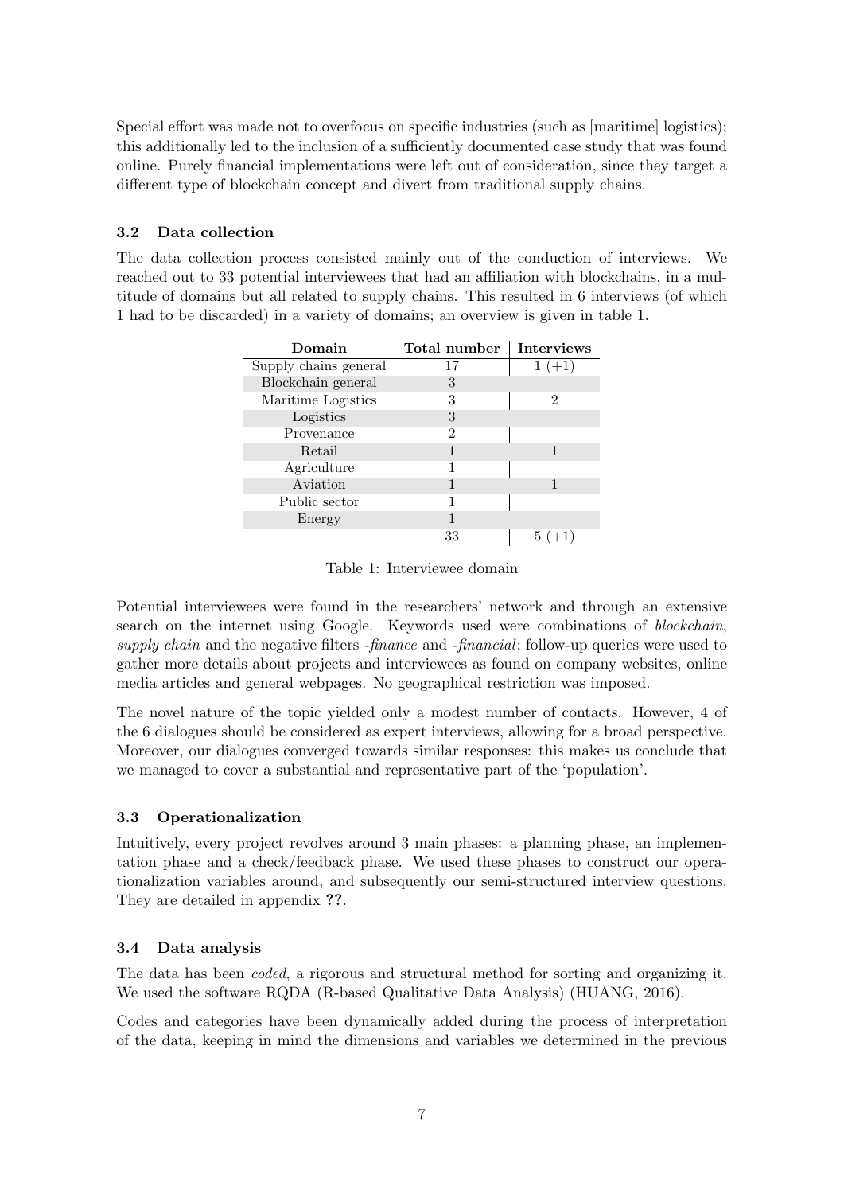Special effort was made not to overfocus on specific industries (such as [maritime] logistics); this additionally led to the inclusion of a sufficiently documented case study that was found online. Purely financial implementations were left out of consideration, since they target a different type of blockchain concept and divert from traditional supply chains.

### 3.2 Data collection

The data collection process consisted mainly out of the conduction of interviews. We reached out to 33 potential interviewees that had an affiliation with blockchains, in a multitude of domains but all related to supply chains. This resulted in 6 interviews (of which 1 had to be discarded) in a variety of domains; an overview is given in table 1.

| Domain | Total number | Interviews |
|---|---|---|
| Supply chains general | 17 | 1 (+1) |
| Blockchain general | 3 | |
| Maritime Logistics | 3 | 2 |
| Logistics | 3 | |
| Provenance | 2 | |
| Retail | 1 | 1 |
| Agriculture | 1 | |
| Aviation | 1 | 1 |
| Public sector | 1 | |
| Energy | 1 | |
| | 33 | 5 (+1) |

Table 1: Interviewee domain

Potential interviewees were found in the researchers' network and through an extensive search on the internet using Google. Keywords used were combinations of *blockchain*, *supply chain* and the negative filters *-finance* and *-financial*; follow-up queries were used to gather more details about projects and interviewees as found on company websites, online media articles and general webpages. No geographical restriction was imposed.

The novel nature of the topic yielded only a modest number of contacts. However, 4 of the 6 dialogues should be considered as expert interviews, allowing for a broad perspective. Moreover, our dialogues converged towards similar responses: this makes us conclude that we managed to cover a substantial and representative part of the 'population'.

### 3.3 Operationalization

Intuitively, every project revolves around 3 main phases: a planning phase, an implementation phase and a check/feedback phase. We used these phases to construct our operationalization variables around, and subsequently our semi-structured interview questions. They are detailed in appendix **??**.

### 3.4 Data analysis

The data has been *coded*, a rigorous and structural method for sorting and organizing it. We used the software RQDA (R-based Qualitative Data Analysis) (HUANG, 2016).

Codes and categories have been dynamically added during the process of interpretation of the data, keeping in mind the dimensions and variables we determined in the previous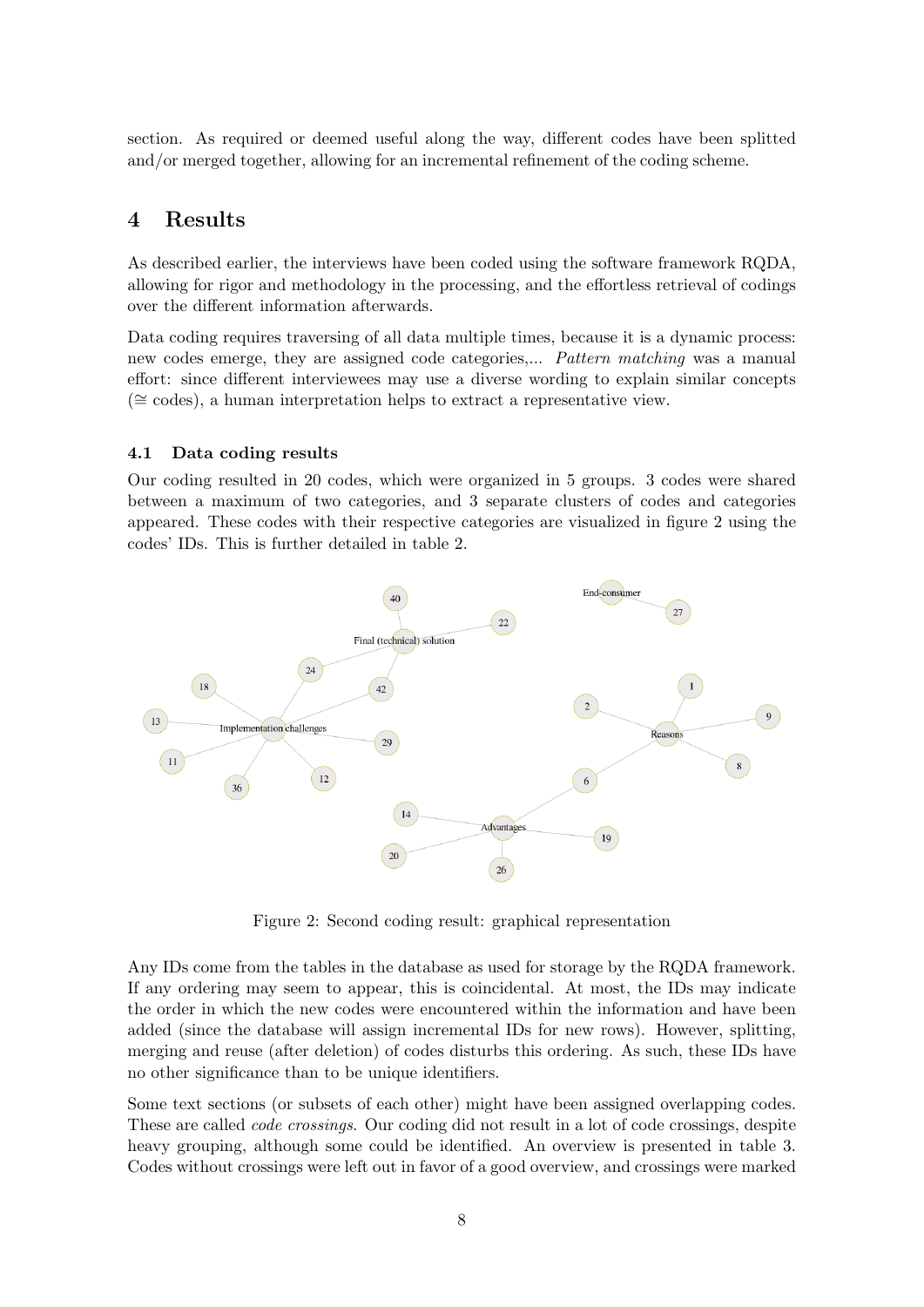section. As required or deemed useful along the way, different codes have been splitted and/or merged together, allowing for an incremental refinement of the coding scheme.

## 4 Results

As described earlier, the interviews have been coded using the software framework RQDA, allowing for rigor and methodology in the processing, and the effortless retrieval of codings over the different information afterwards.

Data coding requires traversing of all data multiple times, because it is a dynamic process: new codes emerge, they are assigned code categories,... *Pattern matching* was a manual effort: since different interviewees may use a diverse wording to explain similar concepts (≅ codes), a human interpretation helps to extract a representative view.

### 4.1 Data coding results

Our coding resulted in 20 codes, which were organized in 5 groups. 3 codes were shared between a maximum of two categories, and 3 separate clusters of codes and categories appeared. These codes with their respective categories are visualized in figure 2 using the codes' IDs. This is further detailed in table 2.

Figure 2: Second coding result: graphical representation

Any IDs come from the tables in the database as used for storage by the RQDA framework. If any ordering may seem to appear, this is coincidental. At most, the IDs may indicate the order in which the new codes were encountered within the information and have been added (since the database will assign incremental IDs for new rows). However, splitting, merging and reuse (after deletion) of codes disturbs this ordering. As such, these IDs have no other significance than to be unique identifiers.

Some text sections (or subsets of each other) might have been assigned overlapping codes. These are called *code crossings*. Our coding did not result in a lot of code crossings, despite heavy grouping, although some could be identified. An overview is presented in table 3. Codes without crossings were left out in favor of a good overview, and crossings were marked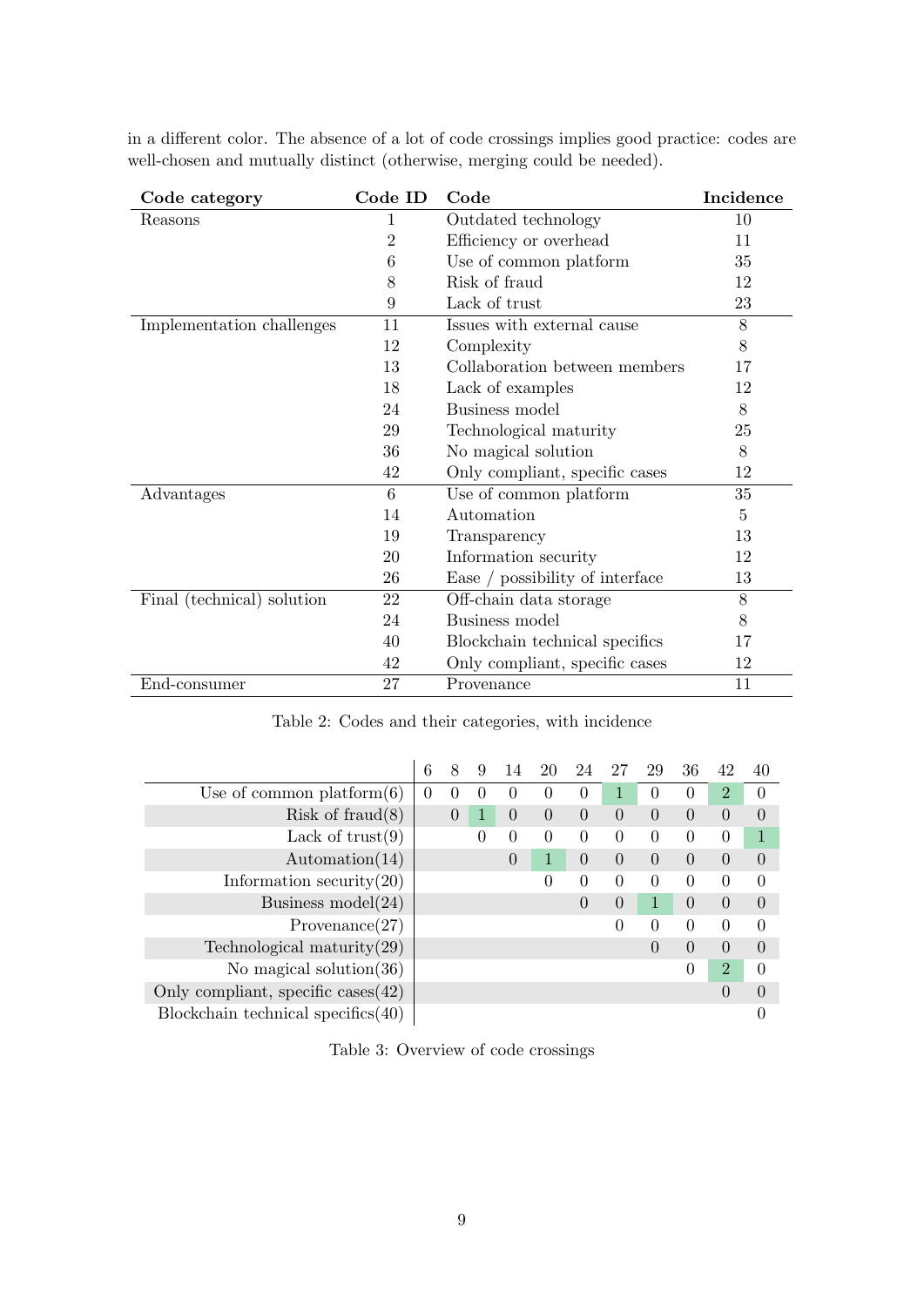in a different color. The absence of a lot of code crossings implies good practice: codes are well-chosen and mutually distinct (otherwise, merging could be needed).

| Code category | Code ID | Code | Incidence |
|---|---|---|---|
| Reasons | 1 | Outdated technology | 10 |
| | 2 | Efficiency or overhead | 11 |
| | 6 | Use of common platform | 35 |
| | 8 | Risk of fraud | 12 |
| | 9 | Lack of trust | 23 |
| Implementation challenges | 11 | Issues with external cause | 8 |
| | 12 | Complexity | 8 |
| | 13 | Collaboration between members | 17 |
| | 18 | Lack of examples | 12 |
| | 24 | Business model | 8 |
| | 29 | Technological maturity | 25 |
| | 36 | No magical solution | 8 |
| | 42 | Only compliant, specific cases | 12 |
| Advantages | 6 | Use of common platform | 35 |
| | 14 | Automation | 5 |
| | 19 | Transparency | 13 |
| | 20 | Information security | 12 |
| | 26 | Ease / possibility of interface | 13 |
| Final (technical) solution | 22 | Off-chain data storage | 8 |
| | 24 | Business model | 8 |
| | 40 | Blockchain technical specifics | 17 |
| | 42 | Only compliant, specific cases | 12 |
| End-consumer | 27 | Provenance | 11 |

Table 2: Codes and their categories, with incidence

| | 6 | 8 | 9 | 14 | 20 | 24 | 27 | 29 | 36 | 42 | 40 |
|---|---|---|---|---|---|---|---|---|---|---|---|
| Use of common platform(6) | 0 | 0 | 0 | 0 | 0 | 0 | 1 | 0 | 0 | 2 | 0 |
| Risk of fraud(8) | | 0 | 1 | 0 | 0 | 0 | 0 | 0 | 0 | 0 | 0 |
| Lack of trust(9) | | | 0 | 0 | 0 | 0 | 0 | 0 | 0 | 0 | 1 |
| Automation(14) | | | | 0 | 1 | 0 | 0 | 0 | 0 | 0 | 0 |
| Information security(20) | | | | | 0 | 0 | 0 | 0 | 0 | 0 | 0 |
| Business model(24) | | | | | | 0 | 0 | 1 | 0 | 0 | 0 |
| Provenance(27) | | | | | | | 0 | 0 | 0 | 0 | 0 |
| Technological maturity(29) | | | | | | | | 0 | 0 | 0 | 0 |
| No magical solution(36) | | | | | | | | | 0 | 2 | 0 |
| Only compliant, specific cases(42) | | | | | | | | | | 0 | 0 |
| Blockchain technical specifics(40) | | | | | | | | | | | 0 |

Table 3: Overview of code crossings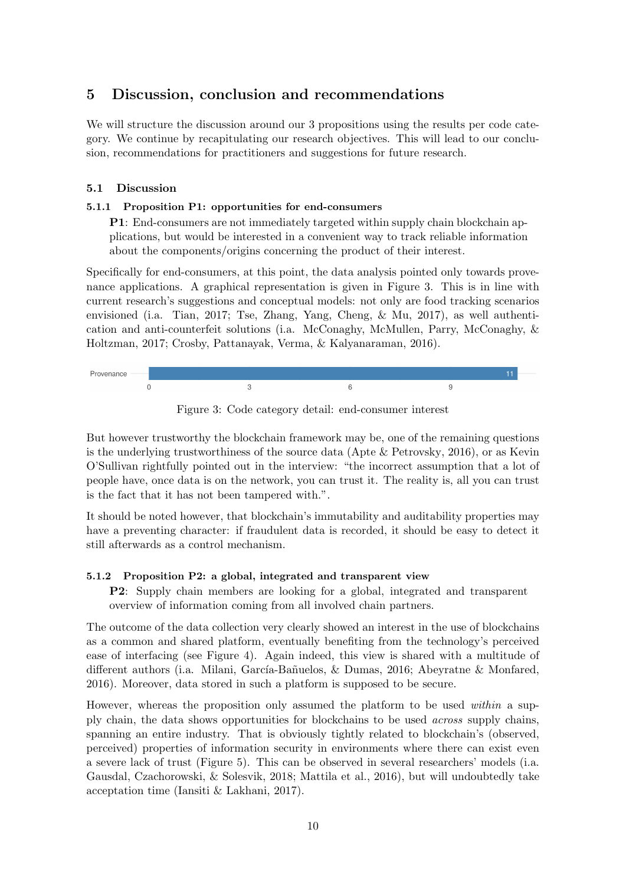## 5 Discussion, conclusion and recommendations

We will structure the discussion around our 3 propositions using the results per code category. We continue by recapitulating our research objectives. This will lead to our conclusion, recommendations for practitioners and suggestions for future research.

### 5.1 Discussion

#### 5.1.1 Proposition P1: opportunities for end-consumers

> **P1**: End-consumers are not immediately targeted within supply chain blockchain applications, but would be interested in a convenient way to track reliable information about the components/origins concerning the product of their interest.

Specifically for end-consumers, at this point, the data analysis pointed only towards provenance applications. A graphical representation is given in Figure 3. This is in line with current research's suggestions and conceptual models: not only are food tracking scenarios envisioned (i.a. Tian, 2017; Tse, Zhang, Yang, Cheng, & Mu, 2017), as well authentication and anti-counterfeit solutions (i.a. McConaghy, McMullen, Parry, McConaghy, & Holtzman, 2017; Crosby, Pattanayak, Verma, & Kalyanaraman, 2016).

| Code category | Count |
| --- | --- |
| Provenance | 11 |

Figure 3: Code category detail: end-consumer interest

But however trustworthy the blockchain framework may be, one of the remaining questions is the underlying trustworthiness of the source data (Apte & Petrovsky, 2016), or as Kevin O'Sullivan rightfully pointed out in the interview: "the incorrect assumption that a lot of people have, once data is on the network, you can trust it. The reality is, all you can trust is the fact that it has not been tampered with.".

It should be noted however, that blockchain's immutability and auditability properties may have a preventing character: if fraudulent data is recorded, it should be easy to detect it still afterwards as a control mechanism.

#### 5.1.2 Proposition P2: a global, integrated and transparent view

> **P2**: Supply chain members are looking for a global, integrated and transparent overview of information coming from all involved chain partners.

The outcome of the data collection very clearly showed an interest in the use of blockchains as a common and shared platform, eventually benefiting from the technology's perceived ease of interfacing (see Figure 4). Again indeed, this view is shared with a multitude of different authors (i.a. Milani, García-Bañuelos, & Dumas, 2016; Abeyratne & Monfared, 2016). Moreover, data stored in such a platform is supposed to be secure.

However, whereas the proposition only assumed the platform to be used *within* a supply chain, the data shows opportunities for blockchains to be used *across* supply chains, spanning an entire industry. That is obviously tightly related to blockchain's (observed, perceived) properties of information security in environments where there can exist even a severe lack of trust (Figure 5). This can be observed in several researchers' models (i.a. Gausdal, Czachorowski, & Solesvik, 2018; Mattila et al., 2016), but will undoubtedly take acceptation time (Iansiti & Lakhani, 2017).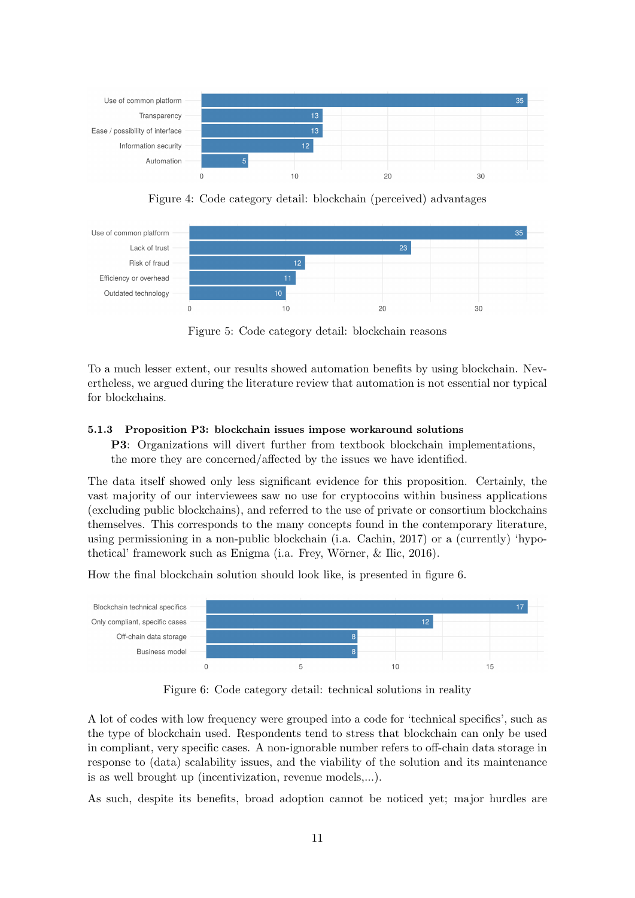| Category | Count |
|---|---|
| Use of common platform | 35 |
| Transparency | 13 |
| Ease / possibility of interface | 13 |
| Information security | 12 |
| Automation | 5 |

Figure 4: Code category detail: blockchain (perceived) advantages

| Category | Count |
|---|---|
| Use of common platform | 35 |
| Lack of trust | 23 |
| Risk of fraud | 12 |
| Efficiency or overhead | 11 |
| Outdated technology | 10 |

Figure 5: Code category detail: blockchain reasons

To a much lesser extent, our results showed automation benefits by using blockchain. Nevertheless, we argued during the literature review that automation is not essential nor typical for blockchains.

### 5.1.3 Proposition P3: blockchain issues impose workaround solutions

**P3**: Organizations will divert further from textbook blockchain implementations, the more they are concerned/affected by the issues we have identified.

The data itself showed only less significant evidence for this proposition. Certainly, the vast majority of our interviewees saw no use for cryptocoins within business applications (excluding public blockchains), and referred to the use of private or consortium blockchains themselves. This corresponds to the many concepts found in the contemporary literature, using permissioning in a non-public blockchain (i.a. Cachin, 2017) or a (currently) 'hypothetical' framework such as Enigma (i.a. Frey, Wörner, & Ilic, 2016).

How the final blockchain solution should look like, is presented in figure 6.

| Category | Count |
|---|---|
| Blockchain technical specifics | 17 |
| Only compliant, specific cases | 12 |
| Off-chain data storage | 8 |
| Business model | 8 |

Figure 6: Code category detail: technical solutions in reality

A lot of codes with low frequency were grouped into a code for 'technical specifics', such as the type of blockchain used. Respondents tend to stress that blockchain can only be used in compliant, very specific cases. A non-ignorable number refers to off-chain data storage in response to (data) scalability issues, and the viability of the solution and its maintenance is as well brought up (incentivization, revenue models,...).

As such, despite its benefits, broad adoption cannot be noticed yet; major hurdles are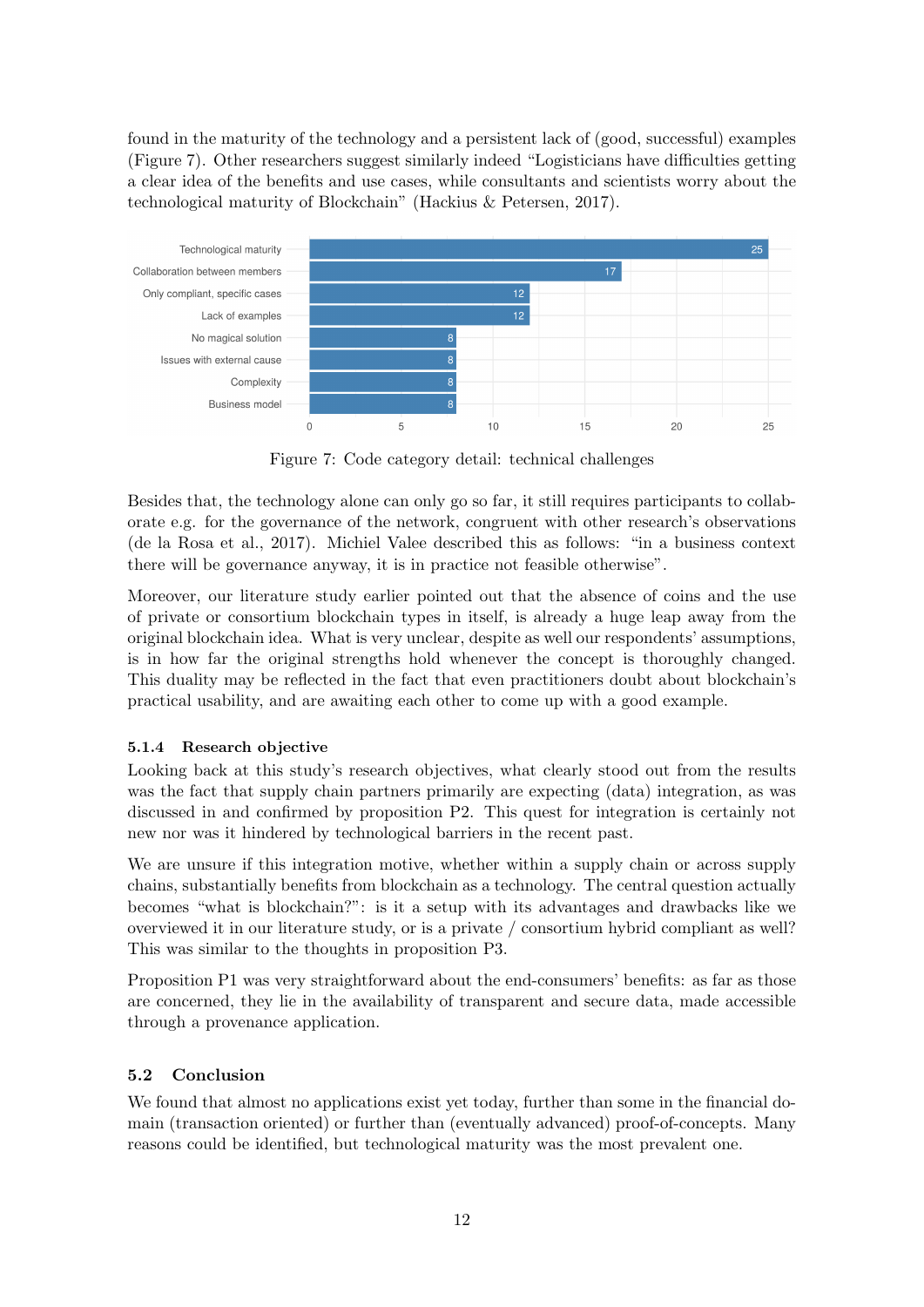found in the maturity of the technology and a persistent lack of (good, successful) examples (Figure 7). Other researchers suggest similarly indeed "Logisticians have difficulties getting a clear idea of the benefits and use cases, while consultants and scientists worry about the technological maturity of Blockchain" (Hackius & Petersen, 2017).

| Category | Count |
| --- | --- |
| Technological maturity | 25 |
| Collaboration between members | 17 |
| Only compliant, specific cases | 12 |
| Lack of examples | 12 |
| No magical solution | 8 |
| Issues with external cause | 8 |
| Complexity | 8 |
| Business model | 8 |

Figure 7: Code category detail: technical challenges

Besides that, the technology alone can only go so far, it still requires participants to collaborate e.g. for the governance of the network, congruent with other research's observations (de la Rosa et al., 2017). Michiel Valee described this as follows: "in a business context there will be governance anyway, it is in practice not feasible otherwise".

Moreover, our literature study earlier pointed out that the absence of coins and the use of private or consortium blockchain types in itself, is already a huge leap away from the original blockchain idea. What is very unclear, despite as well our respondents' assumptions, is in how far the original strengths hold whenever the concept is thoroughly changed. This duality may be reflected in the fact that even practitioners doubt about blockchain's practical usability, and are awaiting each other to come up with a good example.

#### 5.1.4 Research objective

Looking back at this study's research objectives, what clearly stood out from the results was the fact that supply chain partners primarily are expecting (data) integration, as was discussed in and confirmed by proposition P2. This quest for integration is certainly not new nor was it hindered by technological barriers in the recent past.

We are unsure if this integration motive, whether within a supply chain or across supply chains, substantially benefits from blockchain as a technology. The central question actually becomes "what is blockchain?": is it a setup with its advantages and drawbacks like we overviewed it in our literature study, or is a private / consortium hybrid compliant as well? This was similar to the thoughts in proposition P3.

Proposition P1 was very straightforward about the end-consumers' benefits: as far as those are concerned, they lie in the availability of transparent and secure data, made accessible through a provenance application.

### 5.2 Conclusion

We found that almost no applications exist yet today, further than some in the financial domain (transaction oriented) or further than (eventually advanced) proof-of-concepts. Many reasons could be identified, but technological maturity was the most prevalent one.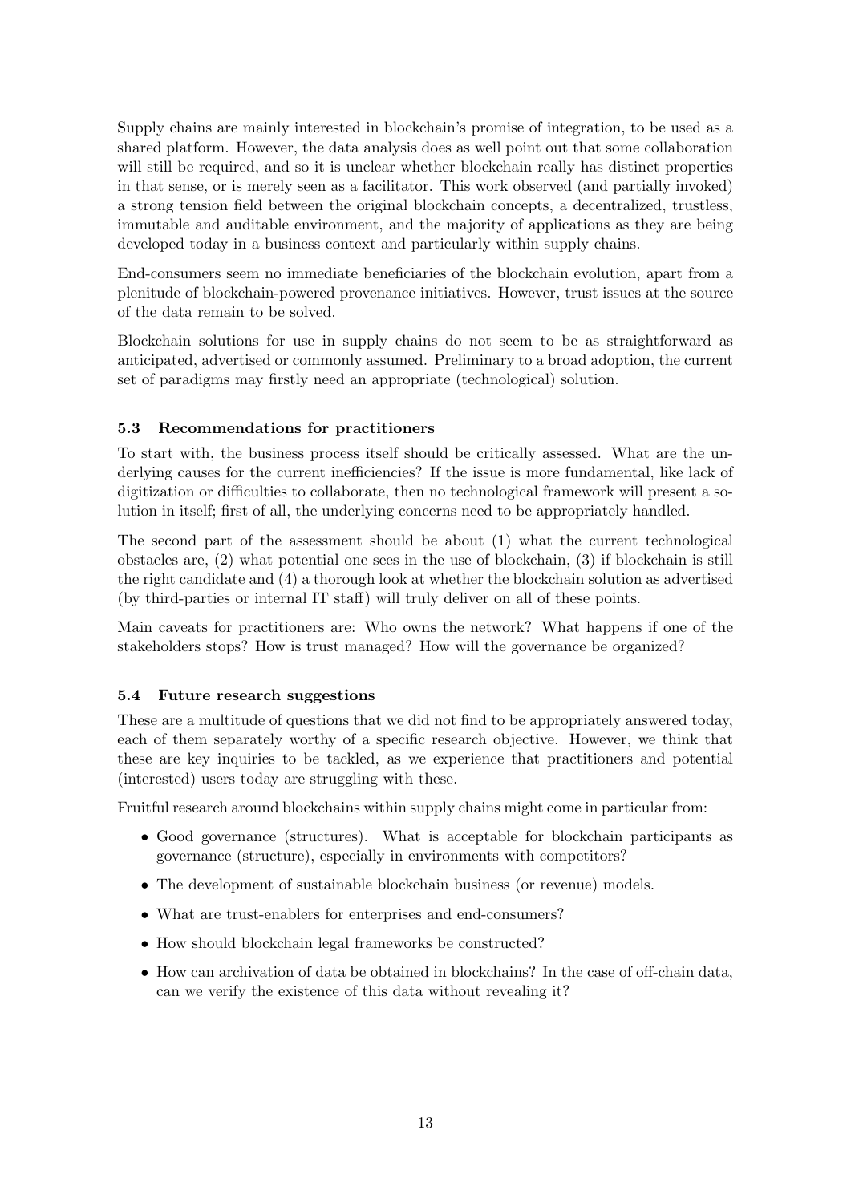Supply chains are mainly interested in blockchain's promise of integration, to be used as a shared platform. However, the data analysis does as well point out that some collaboration will still be required, and so it is unclear whether blockchain really has distinct properties in that sense, or is merely seen as a facilitator. This work observed (and partially invoked) a strong tension field between the original blockchain concepts, a decentralized, trustless, immutable and auditable environment, and the majority of applications as they are being developed today in a business context and particularly within supply chains.

End-consumers seem no immediate beneficiaries of the blockchain evolution, apart from a plenitude of blockchain-powered provenance initiatives. However, trust issues at the source of the data remain to be solved.

Blockchain solutions for use in supply chains do not seem to be as straightforward as anticipated, advertised or commonly assumed. Preliminary to a broad adoption, the current set of paradigms may firstly need an appropriate (technological) solution.

### 5.3 Recommendations for practitioners

To start with, the business process itself should be critically assessed. What are the underlying causes for the current inefficiencies? If the issue is more fundamental, like lack of digitization or difficulties to collaborate, then no technological framework will present a solution in itself; first of all, the underlying concerns need to be appropriately handled.

The second part of the assessment should be about (1) what the current technological obstacles are, (2) what potential one sees in the use of blockchain, (3) if blockchain is still the right candidate and (4) a thorough look at whether the blockchain solution as advertised (by third-parties or internal IT staff) will truly deliver on all of these points.

Main caveats for practitioners are: Who owns the network? What happens if one of the stakeholders stops? How is trust managed? How will the governance be organized?

### 5.4 Future research suggestions

These are a multitude of questions that we did not find to be appropriately answered today, each of them separately worthy of a specific research objective. However, we think that these are key inquiries to be tackled, as we experience that practitioners and potential (interested) users today are struggling with these.

Fruitful research around blockchains within supply chains might come in particular from:

- Good governance (structures). What is acceptable for blockchain participants as governance (structure), especially in environments with competitors?
- The development of sustainable blockchain business (or revenue) models.
- What are trust-enablers for enterprises and end-consumers?
- How should blockchain legal frameworks be constructed?
- How can archivation of data be obtained in blockchains? In the case of off-chain data, can we verify the existence of this data without revealing it?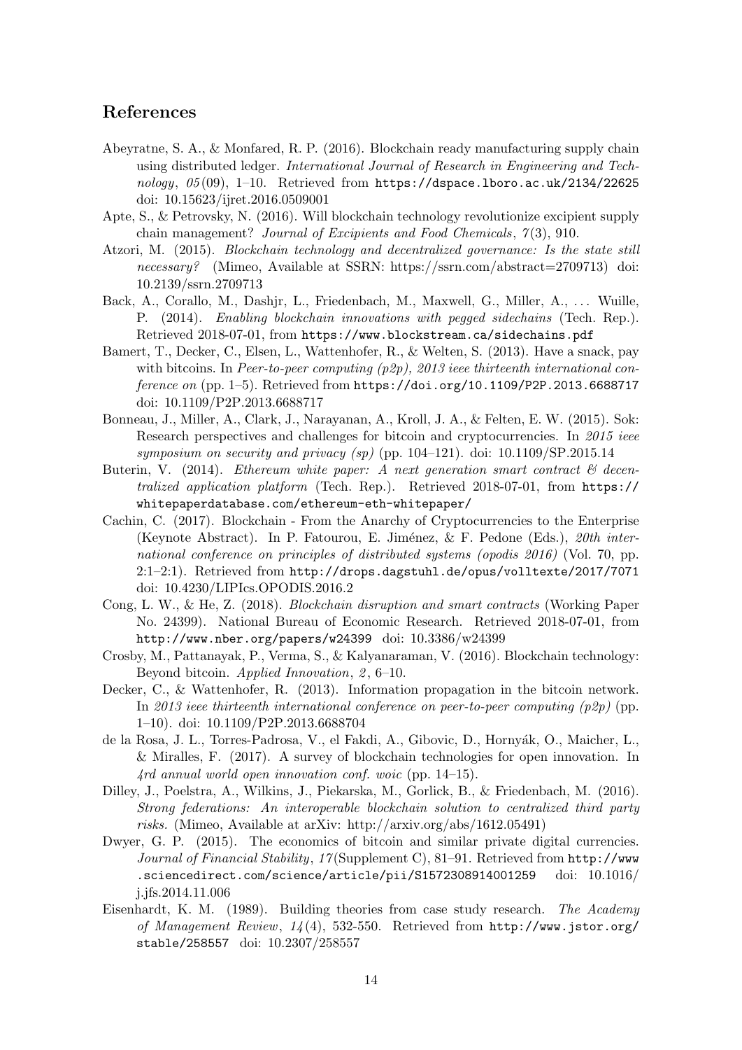## References

Abeyratne, S. A., & Monfared, R. P. (2016). Blockchain ready manufacturing supply chain using distributed ledger. *International Journal of Research in Engineering and Technology*, *05*(09), 1–10. Retrieved from https://dspace.lboro.ac.uk/2134/22625 doi: 10.15623/ijret.2016.0509001

Apte, S., & Petrovsky, N. (2016). Will blockchain technology revolutionize excipient supply chain management? *Journal of Excipients and Food Chemicals*, *7*(3), 910.

Atzori, M. (2015). *Blockchain technology and decentralized governance: Is the state still necessary?* (Mimeo, Available at SSRN: https://ssrn.com/abstract=2709713) doi: 10.2139/ssrn.2709713

Back, A., Corallo, M., Dashjr, L., Friedenbach, M., Maxwell, G., Miller, A., ... Wuille, P. (2014). *Enabling blockchain innovations with pegged sidechains* (Tech. Rep.). Retrieved 2018-07-01, from https://www.blockstream.ca/sidechains.pdf

Bamert, T., Decker, C., Elsen, L., Wattenhofer, R., & Welten, S. (2013). Have a snack, pay with bitcoins. In *Peer-to-peer computing (p2p), 2013 ieee thirteenth international conference on* (pp. 1–5). Retrieved from https://doi.org/10.1109/P2P.2013.6688717 doi: 10.1109/P2P.2013.6688717

Bonneau, J., Miller, A., Clark, J., Narayanan, A., Kroll, J. A., & Felten, E. W. (2015). Sok: Research perspectives and challenges for bitcoin and cryptocurrencies. In *2015 ieee symposium on security and privacy (sp)* (pp. 104–121). doi: 10.1109/SP.2015.14

Buterin, V. (2014). *Ethereum white paper: A next generation smart contract & decentralized application platform* (Tech. Rep.). Retrieved 2018-07-01, from https://whitepaperdatabase.com/ethereum-eth-whitepaper/

Cachin, C. (2017). Blockchain - From the Anarchy of Cryptocurrencies to the Enterprise (Keynote Abstract). In P. Fatourou, E. Jiménez, & F. Pedone (Eds.), *20th international conference on principles of distributed systems (opodis 2016)* (Vol. 70, pp. 2:1–2:1). Retrieved from http://drops.dagstuhl.de/opus/volltexte/2017/7071 doi: 10.4230/LIPIcs.OPODIS.2016.2

Cong, L. W., & He, Z. (2018). *Blockchain disruption and smart contracts* (Working Paper No. 24399). National Bureau of Economic Research. Retrieved 2018-07-01, from http://www.nber.org/papers/w24399 doi: 10.3386/w24399

Crosby, M., Pattanayak, P., Verma, S., & Kalyanaraman, V. (2016). Blockchain technology: Beyond bitcoin. *Applied Innovation*, *2*, 6–10.

Decker, C., & Wattenhofer, R. (2013). Information propagation in the bitcoin network. In *2013 ieee thirteenth international conference on peer-to-peer computing (p2p)* (pp. 1–10). doi: 10.1109/P2P.2013.6688704

de la Rosa, J. L., Torres-Padrosa, V., el Fakdi, A., Gibovic, D., Hornyák, O., Maicher, L., & Miralles, F. (2017). A survey of blockchain technologies for open innovation. In *4rd annual world open innovation conf. woic* (pp. 14–15).

Dilley, J., Poelstra, A., Wilkins, J., Piekarska, M., Gorlick, B., & Friedenbach, M. (2016). *Strong federations: An interoperable blockchain solution to centralized third party risks.* (Mimeo, Available at arXiv: http://arxiv.org/abs/1612.05491)

Dwyer, G. P. (2015). The economics of bitcoin and similar private digital currencies. *Journal of Financial Stability*, *17*(Supplement C), 81–91. Retrieved from http://www.sciencedirect.com/science/article/pii/S1572308914001259 doi: 10.1016/j.jfs.2014.11.006

Eisenhardt, K. M. (1989). Building theories from case study research. *The Academy of Management Review*, *14*(4), 532-550. Retrieved from http://www.jstor.org/stable/258557 doi: 10.2307/258557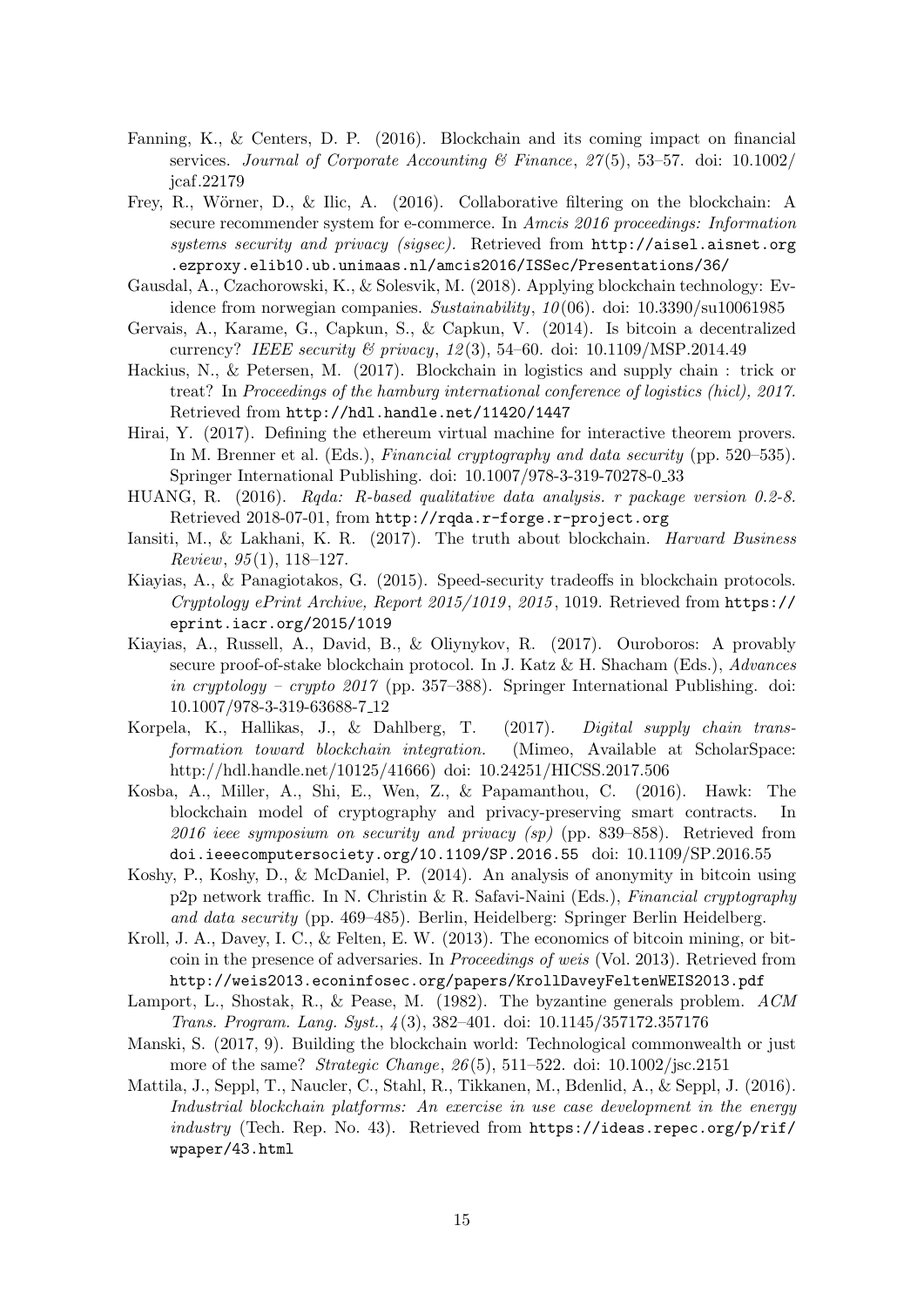Fanning, K., & Centers, D. P. (2016). Blockchain and its coming impact on financial services. *Journal of Corporate Accounting & Finance*, *27*(5), 53–57. doi: 10.1002/jcaf.22179

Frey, R., Wörner, D., & Ilic, A. (2016). Collaborative filtering on the blockchain: A secure recommender system for e-commerce. In *Amcis 2016 proceedings: Information systems security and privacy (sigsec).* Retrieved from `http://aisel.aisnet.org.ezproxy.elib10.ub.unimaas.nl/amcis2016/ISSec/Presentations/36/`

Gausdal, A., Czachorowski, K., & Solesvik, M. (2018). Applying blockchain technology: Evidence from norwegian companies. *Sustainability*, *10*(06). doi: 10.3390/su10061985

Gervais, A., Karame, G., Capkun, S., & Capkun, V. (2014). Is bitcoin a decentralized currency? *IEEE security & privacy*, *12*(3), 54–60. doi: 10.1109/MSP.2014.49

Hackius, N., & Petersen, M. (2017). Blockchain in logistics and supply chain : trick or treat? In *Proceedings of the hamburg international conference of logistics (hicl), 2017.* Retrieved from `http://hdl.handle.net/11420/1447`

Hirai, Y. (2017). Defining the ethereum virtual machine for interactive theorem provers. In M. Brenner et al. (Eds.), *Financial cryptography and data security* (pp. 520–535). Springer International Publishing. doi: 10.1007/978-3-319-70278-0_33

HUANG, R. (2016). *Rqda: R-based qualitative data analysis. r package version 0.2-8.* Retrieved 2018-07-01, from `http://rqda.r-forge.r-project.org`

Iansiti, M., & Lakhani, K. R. (2017). The truth about blockchain. *Harvard Business Review*, *95*(1), 118–127.

Kiayias, A., & Panagiotakos, G. (2015). Speed-security tradeoffs in blockchain protocols. *Cryptology ePrint Archive, Report 2015/1019*, *2015*, 1019. Retrieved from `https://eprint.iacr.org/2015/1019`

Kiayias, A., Russell, A., David, B., & Oliynykov, R. (2017). Ouroboros: A provably secure proof-of-stake blockchain protocol. In J. Katz & H. Shacham (Eds.), *Advances in cryptology – crypto 2017* (pp. 357–388). Springer International Publishing. doi: 10.1007/978-3-319-63688-7_12

Korpela, K., Hallikas, J., & Dahlberg, T. (2017). *Digital supply chain transformation toward blockchain integration.* (Mimeo, Available at ScholarSpace: http://hdl.handle.net/10125/41666) doi: 10.24251/HICSS.2017.506

Kosba, A., Miller, A., Shi, E., Wen, Z., & Papamanthou, C. (2016). Hawk: The blockchain model of cryptography and privacy-preserving smart contracts. In *2016 ieee symposium on security and privacy (sp)* (pp. 839–858). Retrieved from `doi.ieeecomputersociety.org/10.1109/SP.2016.55` doi: 10.1109/SP.2016.55

Koshy, P., Koshy, D., & McDaniel, P. (2014). An analysis of anonymity in bitcoin using p2p network traffic. In N. Christin & R. Safavi-Naini (Eds.), *Financial cryptography and data security* (pp. 469–485). Berlin, Heidelberg: Springer Berlin Heidelberg.

Kroll, J. A., Davey, I. C., & Felten, E. W. (2013). The economics of bitcoin mining, or bitcoin in the presence of adversaries. In *Proceedings of weis* (Vol. 2013). Retrieved from `http://weis2013.econinfosec.org/papers/KrollDaveyFeltenWEIS2013.pdf`

Lamport, L., Shostak, R., & Pease, M. (1982). The byzantine generals problem. *ACM Trans. Program. Lang. Syst.*, *4*(3), 382–401. doi: 10.1145/357172.357176

Manski, S. (2017, 9). Building the blockchain world: Technological commonwealth or just more of the same? *Strategic Change*, *26*(5), 511–522. doi: 10.1002/jsc.2151

Mattila, J., Seppl, T., Naucler, C., Stahl, R., Tikkanen, M., Bdenlid, A., & Seppl, J. (2016). *Industrial blockchain platforms: An exercise in use case development in the energy industry* (Tech. Rep. No. 43). Retrieved from `https://ideas.repec.org/p/rif/wpaper/43.html`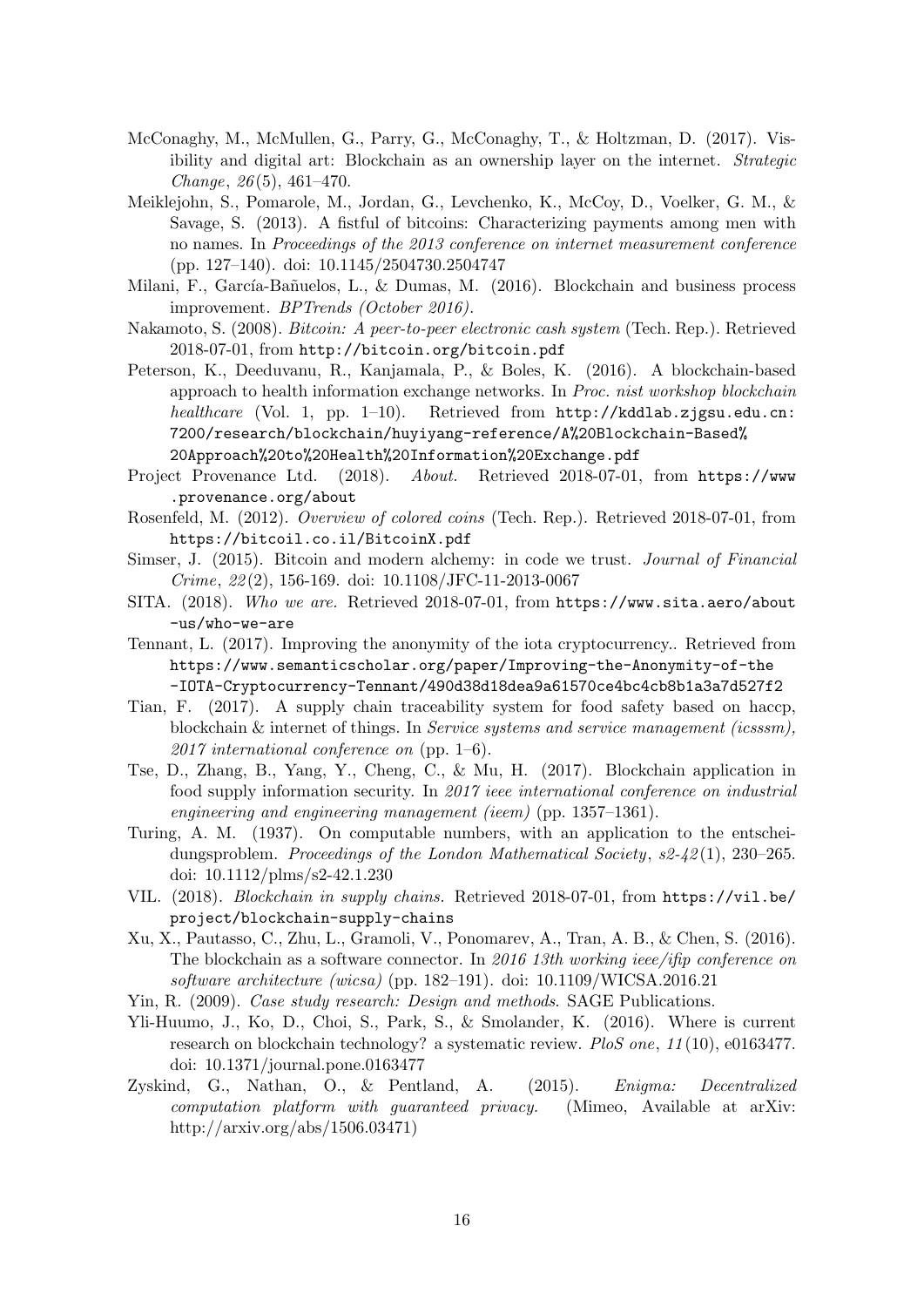McConaghy, M., McMullen, G., Parry, G., McConaghy, T., & Holtzman, D. (2017). Visibility and digital art: Blockchain as an ownership layer on the internet. *Strategic Change*, *26*(5), 461–470.

Meiklejohn, S., Pomarole, M., Jordan, G., Levchenko, K., McCoy, D., Voelker, G. M., & Savage, S. (2013). A fistful of bitcoins: Characterizing payments among men with no names. In *Proceedings of the 2013 conference on internet measurement conference* (pp. 127–140). doi: 10.1145/2504730.2504747

Milani, F., García-Bañuelos, L., & Dumas, M. (2016). Blockchain and business process improvement. *BPTrends (October 2016)*.

Nakamoto, S. (2008). *Bitcoin: A peer-to-peer electronic cash system* (Tech. Rep.). Retrieved 2018-07-01, from http://bitcoin.org/bitcoin.pdf

Peterson, K., Deeduvanu, R., Kanjamala, P., & Boles, K. (2016). A blockchain-based approach to health information exchange networks. In *Proc. nist workshop blockchain healthcare* (Vol. 1, pp. 1–10). Retrieved from http://kddlab.zjgsu.edu.cn:7200/research/blockchain/huyiyang-reference/A%20Blockchain-Based%20Approach%20to%20Health%20Information%20Exchange.pdf

Project Provenance Ltd. (2018). *About.* Retrieved 2018-07-01, from https://www.provenance.org/about

Rosenfeld, M. (2012). *Overview of colored coins* (Tech. Rep.). Retrieved 2018-07-01, from https://bitcoil.co.il/BitcoinX.pdf

Simser, J. (2015). Bitcoin and modern alchemy: in code we trust. *Journal of Financial Crime*, *22*(2), 156-169. doi: 10.1108/JFC-11-2013-0067

SITA. (2018). *Who we are.* Retrieved 2018-07-01, from https://www.sita.aero/about-us/who-we-are

Tennant, L. (2017). Improving the anonymity of the iota cryptocurrency.. Retrieved from https://www.semanticscholar.org/paper/Improving-the-Anonymity-of-the-IOTA-Cryptocurrency-Tennant/490d38d18dea9a61570ce4bc4cb8b1a3a7d527f2

Tian, F. (2017). A supply chain traceability system for food safety based on haccp, blockchain & internet of things. In *Service systems and service management (icsssm), 2017 international conference on* (pp. 1–6).

Tse, D., Zhang, B., Yang, Y., Cheng, C., & Mu, H. (2017). Blockchain application in food supply information security. In *2017 ieee international conference on industrial engineering and engineering management (ieem)* (pp. 1357–1361).

Turing, A. M. (1937). On computable numbers, with an application to the entscheidungsproblem. *Proceedings of the London Mathematical Society*, *s2-42*(1), 230–265. doi: 10.1112/plms/s2-42.1.230

VIL. (2018). *Blockchain in supply chains.* Retrieved 2018-07-01, from https://vil.be/project/blockchain-supply-chains

Xu, X., Pautasso, C., Zhu, L., Gramoli, V., Ponomarev, A., Tran, A. B., & Chen, S. (2016). The blockchain as a software connector. In *2016 13th working ieee/ifip conference on software architecture (wicsa)* (pp. 182–191). doi: 10.1109/WICSA.2016.21

Yin, R. (2009). *Case study research: Design and methods*. SAGE Publications.

Yli-Huumo, J., Ko, D., Choi, S., Park, S., & Smolander, K. (2016). Where is current research on blockchain technology? a systematic review. *PloS one*, *11*(10), e0163477. doi: 10.1371/journal.pone.0163477

Zyskind, G., Nathan, O., & Pentland, A. (2015). *Enigma: Decentralized computation platform with guaranteed privacy.* (Mimeo, Available at arXiv: http://arxiv.org/abs/1506.03471)